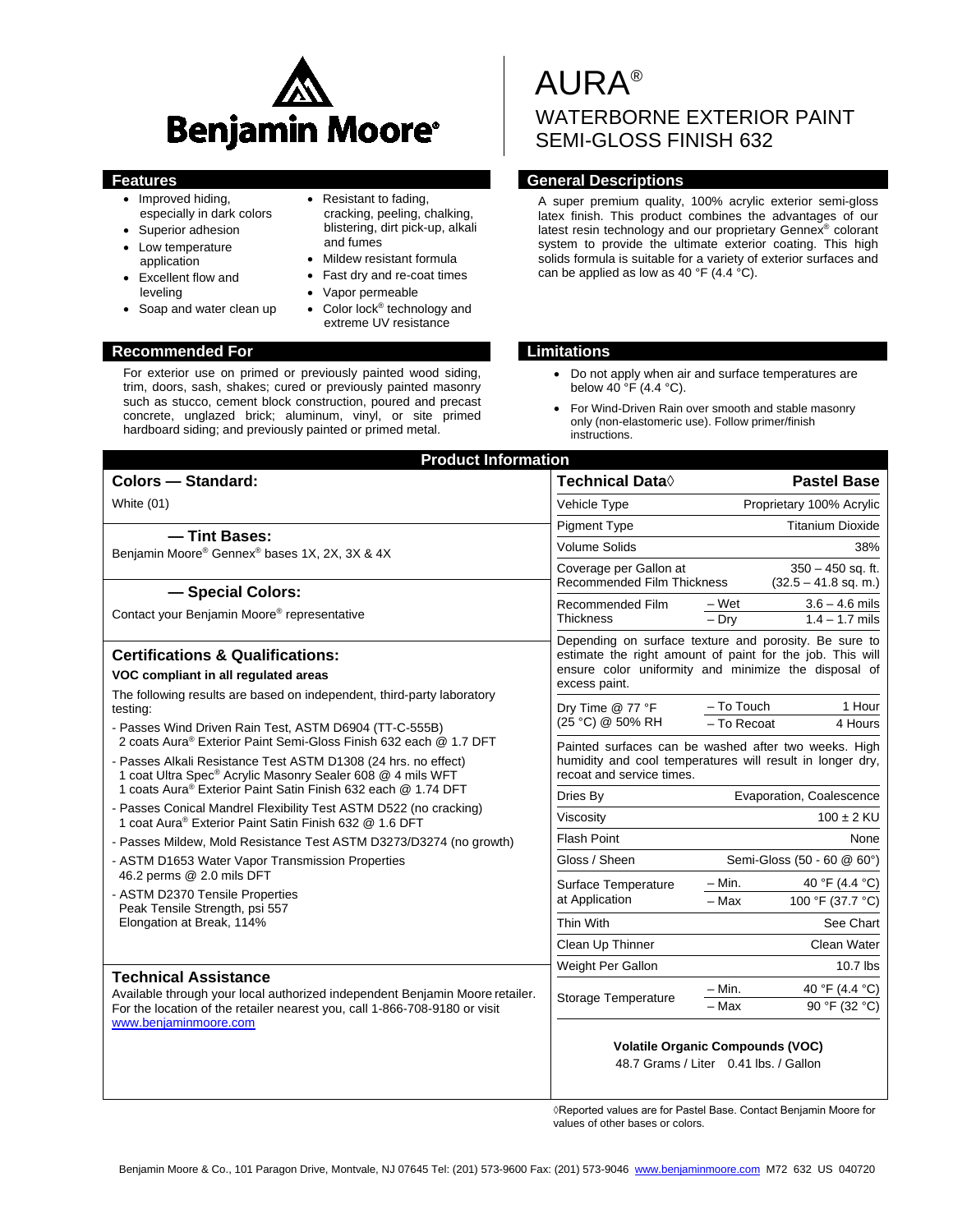Benjamin Moore®

# AURA®

## WATERBORNE EXTERIOR PAINT SEMI-GLOSS FINISH 632

## Features

- Improved hiding, especially in dark colors
- Superior adhesion
- Low temperature application
- Excellent flow and leveling
- Soap and water clean up
- Resistant to fading, cracking, peeling, chalking, blistering, dirt pick-up, alkali and fumes
- Mildew resistant formula
- Fast dry and re-coat times
- Vapor permeable
- Color lock® technology and extreme UV resistance

## General Descriptions

A super premium quality, 100% acrylic exterior semi-gloss latex finish. This product combines the advantages of our latest resin technology and our proprietary Gennex® colorant system to provide the ultimate exterior coating. This high solids formula is suitable for a variety of exterior surfaces and can be applied as low as 40 °F (4.4 °C).

## Recommended For

For exterior use on primed or previously painted wood siding, trim, doors, sash, shakes; cured or previously painted masonry such as stucco, cement block construction, poured and precast concrete, unglazed brick; aluminum, vinyl, or site primed hardboard siding; and previously painted or primed metal.

## Limitations

- Do not apply when air and surface temperatures are below 40 °F (4.4 °C).
- For Wind-Driven Rain over smooth and stable masonry only (non-elastomeric use). Follow primer/finish instructions.

## Product Information

### Colors — Standard:

White (01)

### — Tint Bases:

Benjamin Moore® Gennex® bases 1X, 2X, 3X & 4X

### — Special Colors:

Contact your Benjamin Moore® representative

### Certifications & Qualifications:

**VOC compliant in all regulated areas**

The following results are based on independent, third-party laboratory testing:

- Passes Wind Driven Rain Test, ASTM D6904 (TT-C-555B)
  2 coats Aura® Exterior Paint Semi-Gloss Finish 632 each @ 1.7 DFT
- Passes Alkali Resistance Test ASTM D1308 (24 hrs. no effect)
  1 coat Ultra Spec® Acrylic Masonry Sealer 608 @ 4 mils WFT
  1 coats Aura® Exterior Paint Satin Finish 632 each @ 1.74 DFT
- Passes Conical Mandrel Flexibility Test ASTM D522 (no cracking)
  1 coat Aura® Exterior Paint Satin Finish 632 @ 1.6 DFT
- Passes Mildew, Mold Resistance Test ASTM D3273/D3274 (no growth)
- ASTM D1653 Water Vapor Transmission Properties
  46.2 perms @ 2.0 mils DFT
- ASTM D2370 Tensile Properties
  Peak Tensile Strength, psi 557
  Elongation at Break, 114%

### Technical Assistance

Available through your local authorized independent Benjamin Moore retailer. For the location of the retailer nearest you, call 1-866-708-9180 or visit www.benjaminmoore.com

| Technical Data◊ | | Pastel Base |
|---|---|---|
| Vehicle Type | | Proprietary 100% Acrylic |
| Pigment Type | | Titanium Dioxide |
| Volume Solids | | 38% |
| Coverage per Gallon at Recommended Film Thickness | | 350 – 450 sq. ft. (32.5 – 41.8 sq. m.) |
| Recommended Film Thickness | – Wet | 3.6 – 4.6 mils |
| | – Dry | 1.4 – 1.7 mils |
| Depending on surface texture and porosity. Be sure to estimate the right amount of paint for the job. This will ensure color uniformity and minimize the disposal of excess paint. | | |
| Dry Time @ 77 °F (25 °C) @ 50% RH | – To Touch | 1 Hour |
| | – To Recoat | 4 Hours |
| Painted surfaces can be washed after two weeks. High humidity and cool temperatures will result in longer dry, recoat and service times. | | |
| Dries By | | Evaporation, Coalescence |
| Viscosity | | 100 ± 2 KU |
| Flash Point | | None |
| Gloss / Sheen | | Semi-Gloss (50 - 60 @ 60°) |
| Surface Temperature at Application | – Min. | 40 °F (4.4 °C) |
| | – Max | 100 °F (37.7 °C) |
| Thin With | | See Chart |
| Clean Up Thinner | | Clean Water |
| Weight Per Gallon | | 10.7 lbs |
| Storage Temperature | – Min. | 40 °F (4.4 °C) |
| | – Max | 90 °F (32 °C) |

**Volatile Organic Compounds (VOC)**

48.7 Grams / Liter 0.41 lbs. / Gallon

◊Reported values are for Pastel Base. Contact Benjamin Moore for values of other bases or colors.

Benjamin Moore & Co., 101 Paragon Drive, Montvale, NJ 07645 Tel: (201) 573-9600 Fax: (201) 573-9046 www.benjaminmoore.com M72 632 US 040720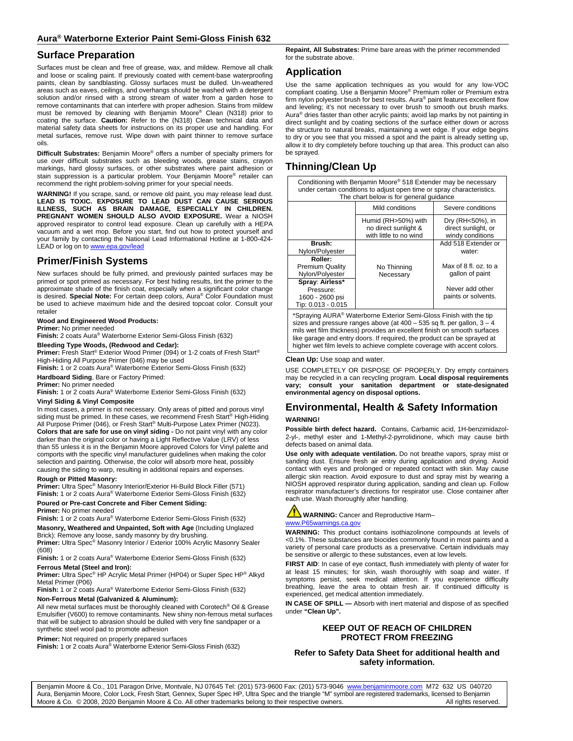## Surface Preparation

Surfaces must be clean and free of grease, wax, and mildew. Remove all chalk and loose or scaling paint. If previously coated with cement-base waterproofing paints, clean by sandblasting. Glossy surfaces must be dulled. Un-weathered areas such as eaves, ceilings, and overhangs should be washed with a detergent solution and/or rinsed with a strong stream of water from a garden hose to remove contaminants that can interfere with proper adhesion. Stains from mildew must be removed by cleaning with Benjamin Moore® Clean (N318) prior to coating the surface. **Caution:** Refer to the (N318) Clean technical data and material safety data sheets for instructions on its proper use and handling. For metal surfaces, remove rust. Wipe down with paint thinner to remove surface oils.

**Difficult Substrates:** Benjamin Moore® offers a number of specialty primers for use over difficult substrates such as bleeding woods, grease stains, crayon markings, hard glossy surfaces, or other substrates where paint adhesion or stain suppression is a particular problem. Your Benjamin Moore® retailer can recommend the right problem-solving primer for your special needs.

**WARNING!** If you scrape, sand, or remove old paint, you may release lead dust. **LEAD IS TOXIC. EXPOSURE TO LEAD DUST CAN CAUSE SERIOUS ILLNESS, SUCH AS BRAIN DAMAGE, ESPECIALLY IN CHILDREN. PREGNANT WOMEN SHOULD ALSO AVOID EXPOSURE.** Wear a NIOSH approved respirator to control lead exposure. Clean up carefully with a HEPA vacuum and a wet mop. Before you start, find out how to protect yourself and your family by contacting the National Lead Informational Hotline at 1-800-424-LEAD or log on to www.epa.gov/lead

## Primer/Finish Systems

New surfaces should be fully primed, and previously painted surfaces may be primed or spot primed as necessary. For best hiding results, tint the primer to the approximate shade of the finish coat, especially when a significant color change is desired. **Special Note:** For certain deep colors, Aura® Color Foundation must be used to achieve maximum hide and the desired topcoat color. Consult your retailer

**Wood and Engineered Wood Products:**
**Primer:** No primer needed
**Finish:** 2 coats Aura® Waterborne Exterior Semi-Gloss Finish (632)

**Bleeding Type Woods, (Redwood and Cedar):**
**Primer:** Fresh Start® Exterior Wood Primer (094) or 1-2 coats of Fresh Start® High-Hiding All Purpose Primer (046) may be used
**Finish:** 1 or 2 coats Aura® Waterborne Exterior Semi-Gloss Finish (632)

**Hardboard Siding**, Bare or Factory Primed:
**Primer:** No primer needed
**Finish:** 1 or 2 coats Aura® Waterborne Exterior Semi-Gloss Finish (632)

**Vinyl Siding & Vinyl Composite**
In most cases, a primer is not necessary. Only areas of pitted and porous vinyl siding must be primed. In these cases, we recommend Fresh Start® High-Hiding All Purpose Primer (046), or Fresh Start® Multi-Purpose Latex Primer (N023).
**Colors that are safe for use on vinyl siding -** Do not paint vinyl with any color darker than the original color or having a Light Reflective Value (LRV) of less than 55 unless it is in the Benjamin Moore approved Colors for Vinyl palette and comports with the specific vinyl manufacturer guidelines when making the color selection and painting. Otherwise, the color will absorb more heat, possibly causing the siding to warp, resulting in additional repairs and expenses.

**Rough or Pitted Masonry:**
**Primer:** Ultra Spec® Masonry Interior/Exterior Hi-Build Block Filler (571)
**Finish:** 1 or 2 coats Aura® Waterborne Exterior Semi-Gloss Finish (632)

**Poured or Pre-cast Concrete and Fiber Cement Siding:**
**Primer:** No primer needed
**Finish:** 1 or 2 coats Aura® Waterborne Exterior Semi-Gloss Finish (632)

**Masonry, Weathered and Unpainted, Soft with Age** (Including Unglazed Brick): Remove any loose, sandy masonry by dry brushing.
**Primer:** Ultra Spec® Masonry Interior / Exterior 100% Acrylic Masonry Sealer (608)
**Finish:** 1 or 2 coats Aura® Waterborne Exterior Semi-Gloss Finish (632)

**Ferrous Metal (Steel and Iron):**
**Primer:** Ultra Spec® HP Acrylic Metal Primer (HP04) or Super Spec HP® Alkyd Metal Primer (P06)
**Finish:** 1 or 2 coats Aura® Waterborne Exterior Semi-Gloss Finish (632)

**Non-Ferrous Metal (Galvanized & Aluminum):**
All new metal surfaces must be thoroughly cleaned with Corotech® Oil & Grease Emulsifier (V600) to remove contaminants. New shiny non-ferrous metal surfaces that will be subject to abrasion should be dulled with very fine sandpaper or a synthetic steel wool pad to promote adhesion

**Primer:** Not required on properly prepared surfaces
**Finish:** 1 or 2 coats Aura® Waterborne Exterior Semi-Gloss Finish (632)

**Repaint, All Substrates:** Prime bare areas with the primer recommended for the substrate above.

## Application

Use the same application techniques as you would for any low-VOC compliant coating. Use a Benjamin Moore® Premium roller or Premium extra firm nylon polyester brush for best results. Aura® paint features excellent flow and leveling; it's not necessary to over brush to smooth out brush marks. Aura® dries faster than other acrylic paints; avoid lap marks by not painting in direct sunlight and by coating sections of the surface either down or across the structure to natural breaks, maintaining a wet edge. If your edge begins to dry or you see that you missed a spot and the paint is already setting up, allow it to dry completely before touching up that area. This product can also be sprayed.

## Thinning/Clean Up

Conditioning with Benjamin Moore® 518 Extender may be necessary under certain conditions to adjust open time or spray characteristics. The chart below is for general guidance

| | Mild conditions | Severe conditions |
|---|---|---|
| | Humid (RH>50%) with no direct sunlight & with little to no wind | Dry (RH<50%), in direct sunlight, or windy conditions |
| **Brush:** Nylon/Polyester | No Thinning Necessary | Add 518 Extender or water: |
| **Roller:** Premium Quality Nylon/Polyester | | Max of 8 fl. oz. to a gallon of paint |
| **Spray: Airless*** Pressure: 1600 - 2600 psi Tip: 0.013 - 0.015 | | Never add other paints or solvents. |

*Spraying AURA® Waterborne Exterior Semi-Gloss Finish with the tip sizes and pressure ranges above (at 400 – 535 sq ft. per gallon, 3 – 4 mils wet film thickness) provides an excellent finish on smooth surfaces like garage and entry doors. If required, the product can be sprayed at higher wet film levels to achieve complete coverage with accent colors.

**Clean Up:** Use soap and water.

USE COMPLETELY OR DISPOSE OF PROPERLY. Dry empty containers may be recycled in a can recycling program. **Local disposal requirements vary; consult your sanitation department or state-designated environmental agency on disposal options.**

## Environmental, Health & Safety Information

**WARNING!**

**Possible birth defect hazard.** Contains, Carbamic acid, 1H-benzimidazol-2-yl-, methyl ester and 1-Methyl-2-pyrrolidinone, which may cause birth defects based on animal data.

**Use only with adequate ventilation.** Do not breathe vapors, spray mist or sanding dust. Ensure fresh air entry during application and drying. Avoid contact with eyes and prolonged or repeated contact with skin. May cause allergic skin reaction. Avoid exposure to dust and spray mist by wearing a NIOSH approved respirator during application, sanding and clean up. Follow respirator manufacturer's directions for respirator use. Close container after each use. Wash thoroughly after handling.

**WARNING:** Cancer and Reproductive Harm– www.P65warnings.ca.gov

**WARNING:** This product contains isothiazolinone compounds at levels of <0.1%. These substances are biocides commonly found in most paints and a variety of personal care products as a preservative. Certain individuals may be sensitive or allergic to these substances, even at low levels.

**FIRST AID**: In case of eye contact, flush immediately with plenty of water for at least 15 minutes; for skin, wash thoroughly with soap and water. If symptoms persist, seek medical attention. If you experience difficulty breathing, leave the area to obtain fresh air. If continued difficulty is experienced, get medical attention immediately.

**IN CASE OF SPILL —** Absorb with inert material and dispose of as specified under **"Clean Up".**

**KEEP OUT OF REACH OF CHILDREN**
**PROTECT FROM FREEZING**

**Refer to Safety Data Sheet for additional health and safety information.**

Benjamin Moore & Co., 101 Paragon Drive, Montvale, NJ 07645 Tel: (201) 573-9600 Fax: (201) 573-9046 www.benjaminmoore.com M72 632 US 040720
Aura, Benjamin Moore, Color Lock, Fresh Start, Gennex, Super Spec HP, Ultra Spec and the triangle "M" symbol are registered trademarks, licensed to Benjamin Moore & Co. © 2008, 2020 Benjamin Moore & Co. All other trademarks belong to their respective owners. All rights reserved.